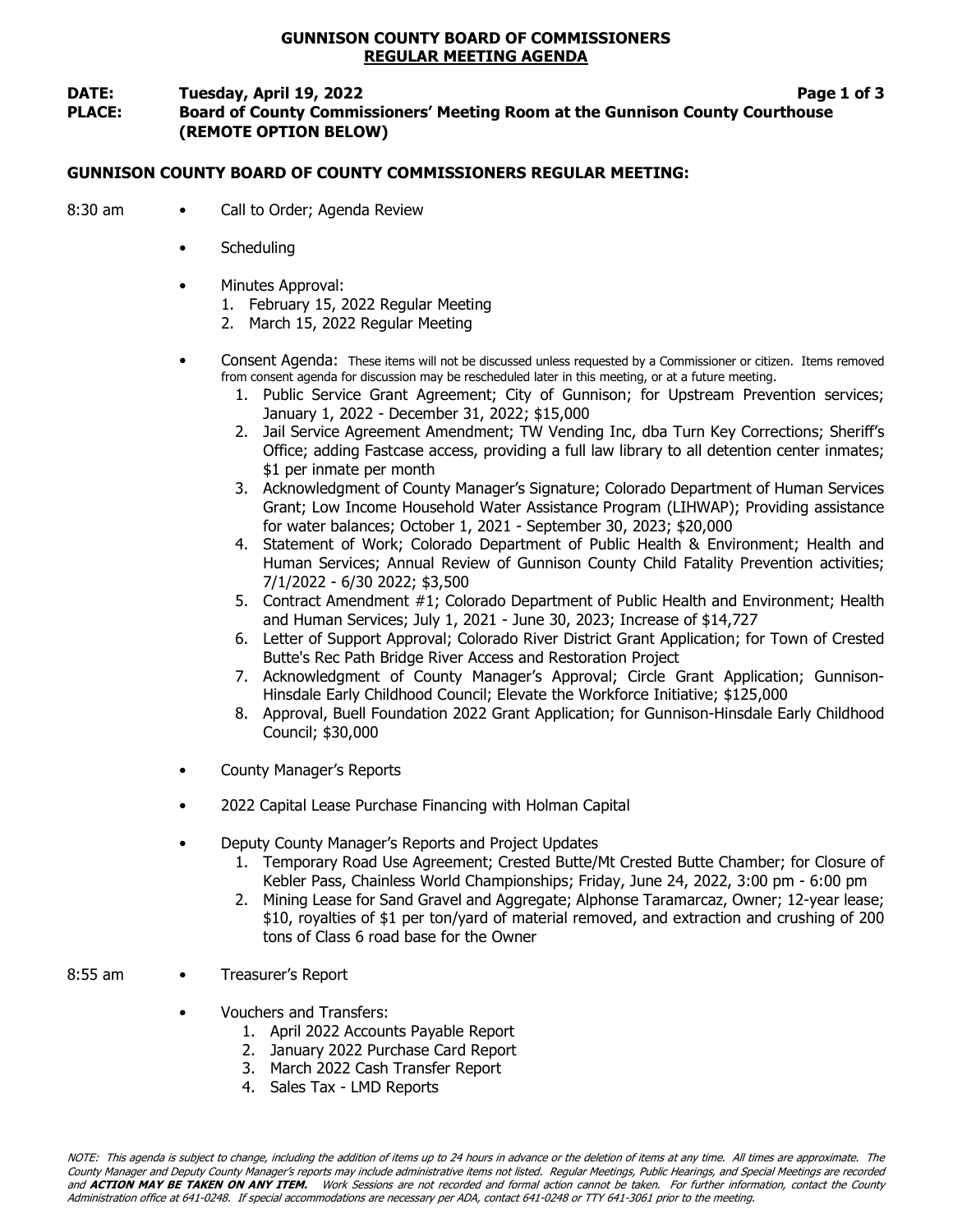# GUNNISON COUNTY BOARD OF COMMISSIONERS
## REGULAR MEETING AGENDA

**DATE:** **Tuesday, April 19, 2022**

**PLACE:** **Board of County Commissioners' Meeting Room at the Gunnison County Courthouse (REMOTE OPTION BELOW)**

### GUNNISON COUNTY BOARD OF COUNTY COMMISSIONERS REGULAR MEETING:

8:30 am

- Call to Order; Agenda Review
- Scheduling
- Minutes Approval:
  1. February 15, 2022 Regular Meeting
  2. March 15, 2022 Regular Meeting
- Consent Agenda: These items will not be discussed unless requested by a Commissioner or citizen. Items removed from consent agenda for discussion may be rescheduled later in this meeting, or at a future meeting.
  1. Public Service Grant Agreement; City of Gunnison; for Upstream Prevention services; January 1, 2022 - December 31, 2022; $15,000
  2. Jail Service Agreement Amendment; TW Vending Inc, dba Turn Key Corrections; Sheriff's Office; adding Fastcase access, providing a full law library to all detention center inmates; $1 per inmate per month
  3. Acknowledgment of County Manager's Signature; Colorado Department of Human Services Grant; Low Income Household Water Assistance Program (LIHWAP); Providing assistance for water balances; October 1, 2021 - September 30, 2023; $20,000
  4. Statement of Work; Colorado Department of Public Health & Environment; Health and Human Services; Annual Review of Gunnison County Child Fatality Prevention activities; 7/1/2022 - 6/30 2022; $3,500
  5. Contract Amendment #1; Colorado Department of Public Health and Environment; Health and Human Services; July 1, 2021 - June 30, 2023; Increase of $14,727
  6. Letter of Support Approval; Colorado River District Grant Application; for Town of Crested Butte's Rec Path Bridge River Access and Restoration Project
  7. Acknowledgment of County Manager's Approval; Circle Grant Application; Gunnison-Hinsdale Early Childhood Council; Elevate the Workforce Initiative; $125,000
  8. Approval, Buell Foundation 2022 Grant Application; for Gunnison-Hinsdale Early Childhood Council; $30,000
- County Manager's Reports
- 2022 Capital Lease Purchase Financing with Holman Capital
- Deputy County Manager's Reports and Project Updates
  1. Temporary Road Use Agreement; Crested Butte/Mt Crested Butte Chamber; for Closure of Kebler Pass, Chainless World Championships; Friday, June 24, 2022, 3:00 pm - 6:00 pm
  2. Mining Lease for Sand Gravel and Aggregate; Alphonse Taramarcaz, Owner; 12-year lease; $10, royalties of $1 per ton/yard of material removed, and extraction and crushing of 200 tons of Class 6 road base for the Owner

8:55 am

- Treasurer's Report
- Vouchers and Transfers:
  1. April 2022 Accounts Payable Report
  2. January 2022 Purchase Card Report
  3. March 2022 Cash Transfer Report
  4. Sales Tax - LMD Reports

*NOTE: This agenda is subject to change, including the addition of items up to 24 hours in advance or the deletion of items at any time. All times are approximate. The County Manager and Deputy County Manager's reports may include administrative items not listed. Regular Meetings, Public Hearings, and Special Meetings are recorded and **ACTION MAY BE TAKEN ON ANY ITEM.** Work Sessions are not recorded and formal action cannot be taken. For further information, contact the County Administration office at 641-0248. If special accommodations are necessary per ADA, contact 641-0248 or TTY 641-3061 prior to the meeting.*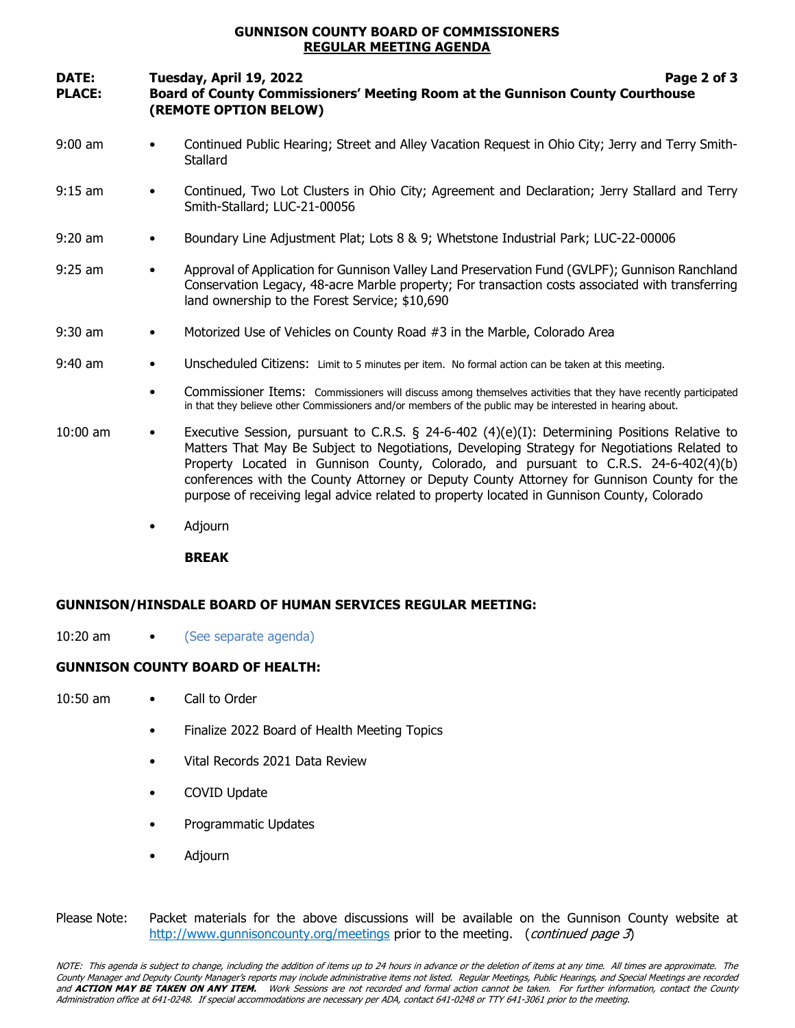**GUNNISON COUNTY BOARD OF COMMISSIONERS**
**REGULAR MEETING AGENDA**

**DATE:** **Tuesday, April 19, 2022**
**PLACE:** **Board of County Commissioners' Meeting Room at the Gunnison County Courthouse (REMOTE OPTION BELOW)**

9:00 am
- Continued Public Hearing; Street and Alley Vacation Request in Ohio City; Jerry and Terry Smith-Stallard

9:15 am
- Continued, Two Lot Clusters in Ohio City; Agreement and Declaration; Jerry Stallard and Terry Smith-Stallard; LUC-21-00056

9:20 am
- Boundary Line Adjustment Plat; Lots 8 & 9; Whetstone Industrial Park; LUC-22-00006

9:25 am
- Approval of Application for Gunnison Valley Land Preservation Fund (GVLPF); Gunnison Ranchland Conservation Legacy, 48-acre Marble property; For transaction costs associated with transferring land ownership to the Forest Service; $10,690

9:30 am
- Motorized Use of Vehicles on County Road #3 in the Marble, Colorado Area

9:40 am
- Unscheduled Citizens: Limit to 5 minutes per item. No formal action can be taken at this meeting.
- Commissioner Items: Commissioners will discuss among themselves activities that they have recently participated in that they believe other Commissioners and/or members of the public may be interested in hearing about.

10:00 am
- Executive Session, pursuant to C.R.S. § 24-6-402 (4)(e)(I): Determining Positions Relative to Matters That May Be Subject to Negotiations, Developing Strategy for Negotiations Related to Property Located in Gunnison County, Colorado, and pursuant to C.R.S. 24-6-402(4)(b) conferences with the County Attorney or Deputy County Attorney for Gunnison County for the purpose of receiving legal advice related to property located in Gunnison County, Colorado
- Adjourn

**BREAK**

**GUNNISON/HINSDALE BOARD OF HUMAN SERVICES REGULAR MEETING:**

10:20 am
- (See separate agenda)

**GUNNISON COUNTY BOARD OF HEALTH:**

10:50 am
- Call to Order
- Finalize 2022 Board of Health Meeting Topics
- Vital Records 2021 Data Review
- COVID Update
- Programmatic Updates
- Adjourn

Please Note: Packet materials for the above discussions will be available on the Gunnison County website at http://www.gunnisoncounty.org/meetings prior to the meeting. (*continued page 3*)

*NOTE: This agenda is subject to change, including the addition of items up to 24 hours in advance or the deletion of items at any time. All times are approximate. The County Manager and Deputy County Manager's reports may include administrative items not listed. Regular Meetings, Public Hearings, and Special Meetings are recorded and **ACTION MAY BE TAKEN ON ANY ITEM.** Work Sessions are not recorded and formal action cannot be taken. For further information, contact the County Administration office at 641-0248. If special accommodations are necessary per ADA, contact 641-0248 or TTY 641-3061 prior to the meeting.*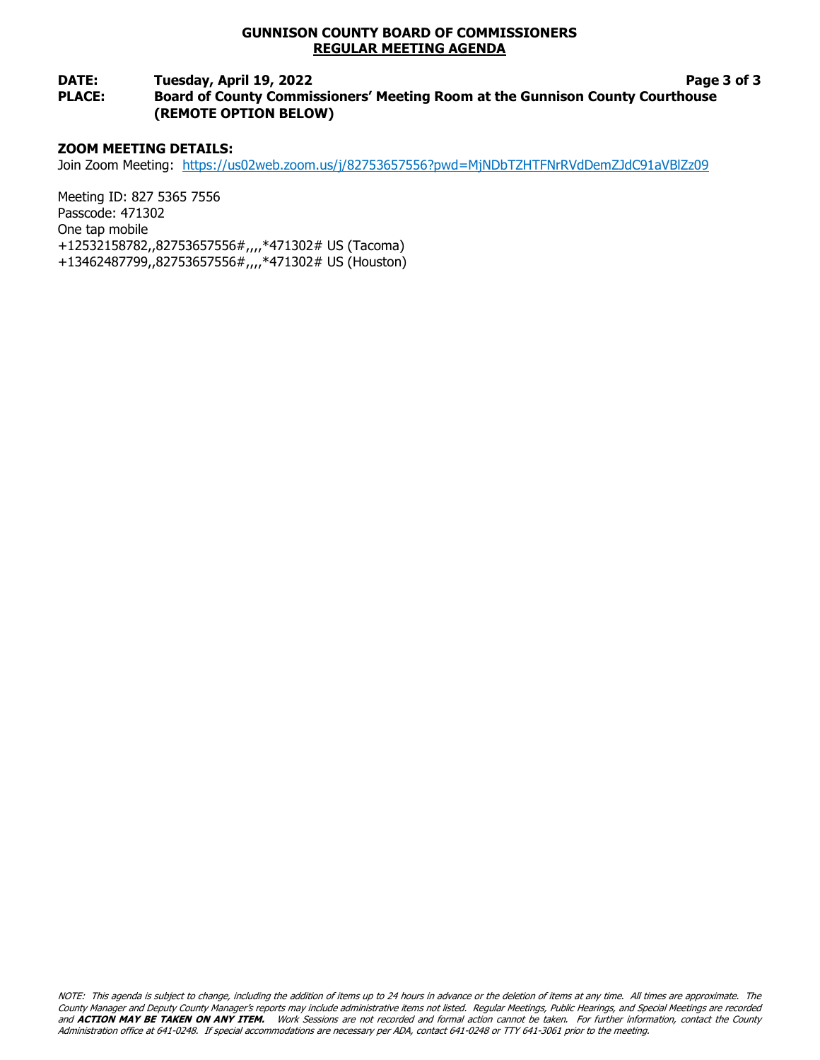**GUNNISON COUNTY BOARD OF COMMISSIONERS**
**REGULAR MEETING AGENDA**

**DATE:** **Tuesday, April 19, 2022**
**PLACE:** **Board of County Commissioners' Meeting Room at the Gunnison County Courthouse (REMOTE OPTION BELOW)**

**ZOOM MEETING DETAILS:**
Join Zoom Meeting: https://us02web.zoom.us/j/82753657556?pwd=MjNDbTZHTFNrRVdDemZJdC91aVBlZz09

Meeting ID: 827 5365 7556
Passcode: 471302
One tap mobile
+12532158782,,82753657556#,,,,*471302# US (Tacoma)
+13462487799,,82753657556#,,,,*471302# US (Houston)

*NOTE: This agenda is subject to change, including the addition of items up to 24 hours in advance or the deletion of items at any time. All times are approximate. The County Manager and Deputy County Manager's reports may include administrative items not listed. Regular Meetings, Public Hearings, and Special Meetings are recorded and* ***ACTION MAY BE TAKEN ON ANY ITEM.*** *Work Sessions are not recorded and formal action cannot be taken. For further information, contact the County Administration office at 641-0248. If special accommodations are necessary per ADA, contact 641-0248 or TTY 641-3061 prior to the meeting.*